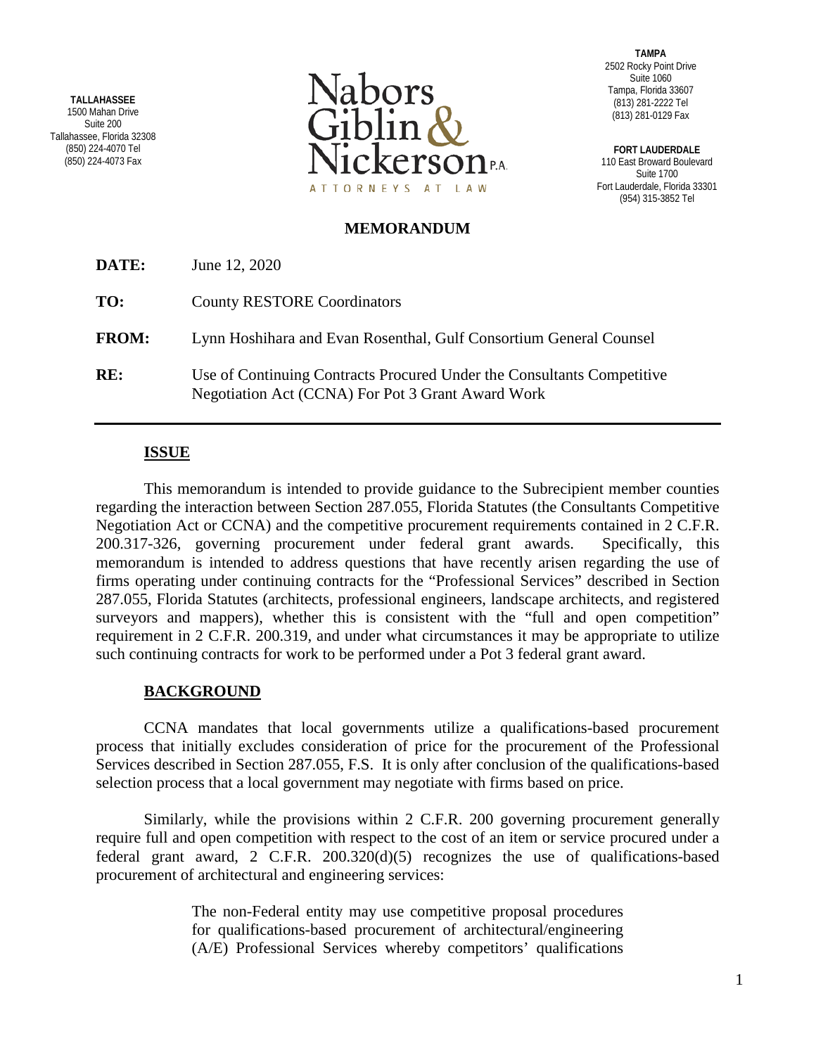**TALLAHASSEE**
1500 Mahan Drive
Suite 200
Tallahassee, Florida 32308
(850) 224-4070 Tel
(850) 224-4073 Fax

Nabors Giblin & Nickerson P.A.
ATTORNEYS AT LAW

**TAMPA**
2502 Rocky Point Drive
Suite 1060
Tampa, Florida 33607
(813) 281-2222 Tel
(813) 281-0129 Fax

**FORT LAUDERDALE**
110 East Broward Boulevard
Suite 1700
Fort Lauderdale, Florida 33301
(954) 315-3852 Tel

# MEMORANDUM

**DATE:** June 12, 2020

**TO:** County RESTORE Coordinators

**FROM:** Lynn Hoshihara and Evan Rosenthal, Gulf Consortium General Counsel

**RE:** Use of Continuing Contracts Procured Under the Consultants Competitive Negotiation Act (CCNA) For Pot 3 Grant Award Work

---

## ISSUE

This memorandum is intended to provide guidance to the Subrecipient member counties regarding the interaction between Section 287.055, Florida Statutes (the Consultants Competitive Negotiation Act or CCNA) and the competitive procurement requirements contained in 2 C.F.R. 200.317-326, governing procurement under federal grant awards. Specifically, this memorandum is intended to address questions that have recently arisen regarding the use of firms operating under continuing contracts for the "Professional Services" described in Section 287.055, Florida Statutes (architects, professional engineers, landscape architects, and registered surveyors and mappers), whether this is consistent with the "full and open competition" requirement in 2 C.F.R. 200.319, and under what circumstances it may be appropriate to utilize such continuing contracts for work to be performed under a Pot 3 federal grant award.

## BACKGROUND

CCNA mandates that local governments utilize a qualifications-based procurement process that initially excludes consideration of price for the procurement of the Professional Services described in Section 287.055, F.S. It is only after conclusion of the qualifications-based selection process that a local government may negotiate with firms based on price.

Similarly, while the provisions within 2 C.F.R. 200 governing procurement generally require full and open competition with respect to the cost of an item or service procured under a federal grant award, 2 C.F.R. 200.320(d)(5) recognizes the use of qualifications-based procurement of architectural and engineering services:

> The non-Federal entity may use competitive proposal procedures for qualifications-based procurement of architectural/engineering (A/E) Professional Services whereby competitors' qualifications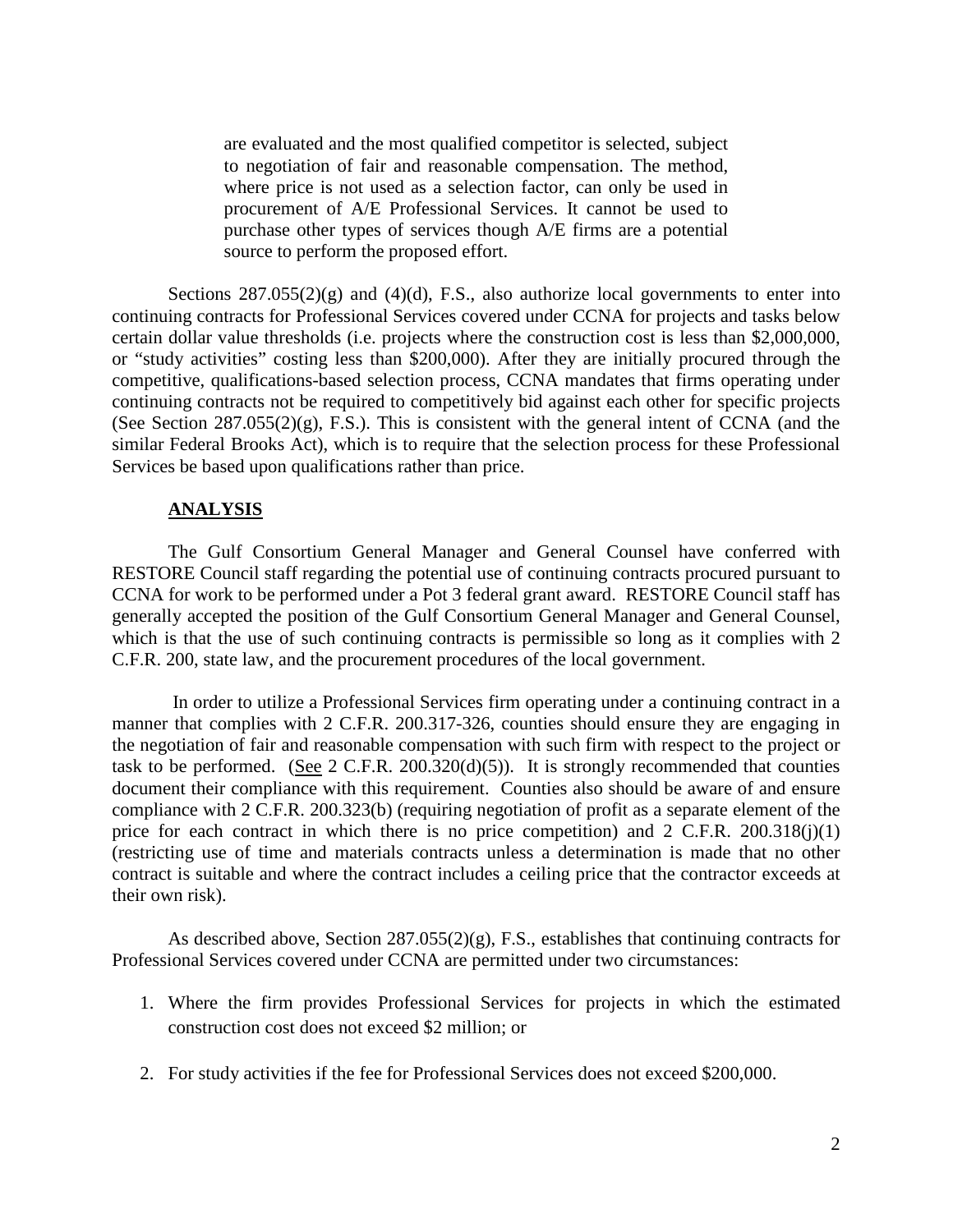> are evaluated and the most qualified competitor is selected, subject to negotiation of fair and reasonable compensation. The method, where price is not used as a selection factor, can only be used in procurement of A/E Professional Services. It cannot be used to purchase other types of services though A/E firms are a potential source to perform the proposed effort.

Sections 287.055(2)(g) and (4)(d), F.S., also authorize local governments to enter into continuing contracts for Professional Services covered under CCNA for projects and tasks below certain dollar value thresholds (i.e. projects where the construction cost is less than \$2,000,000, or "study activities" costing less than \$200,000). After they are initially procured through the competitive, qualifications-based selection process, CCNA mandates that firms operating under continuing contracts not be required to competitively bid against each other for specific projects (See Section 287.055(2)(g), F.S.). This is consistent with the general intent of CCNA (and the similar Federal Brooks Act), which is to require that the selection process for these Professional Services be based upon qualifications rather than price.

**ANALYSIS**

The Gulf Consortium General Manager and General Counsel have conferred with RESTORE Council staff regarding the potential use of continuing contracts procured pursuant to CCNA for work to be performed under a Pot 3 federal grant award. RESTORE Council staff has generally accepted the position of the Gulf Consortium General Manager and General Counsel, which is that the use of such continuing contracts is permissible so long as it complies with 2 C.F.R. 200, state law, and the procurement procedures of the local government.

In order to utilize a Professional Services firm operating under a continuing contract in a manner that complies with 2 C.F.R. 200.317-326, counties should ensure they are engaging in the negotiation of fair and reasonable compensation with such firm with respect to the project or task to be performed. (See 2 C.F.R. 200.320(d)(5)). It is strongly recommended that counties document their compliance with this requirement. Counties also should be aware of and ensure compliance with 2 C.F.R. 200.323(b) (requiring negotiation of profit as a separate element of the price for each contract in which there is no price competition) and 2 C.F.R. 200.318(j)(1) (restricting use of time and materials contracts unless a determination is made that no other contract is suitable and where the contract includes a ceiling price that the contractor exceeds at their own risk).

As described above, Section 287.055(2)(g), F.S., establishes that continuing contracts for Professional Services covered under CCNA are permitted under two circumstances:

1. Where the firm provides Professional Services for projects in which the estimated construction cost does not exceed \$2 million; or
2. For study activities if the fee for Professional Services does not exceed \$200,000.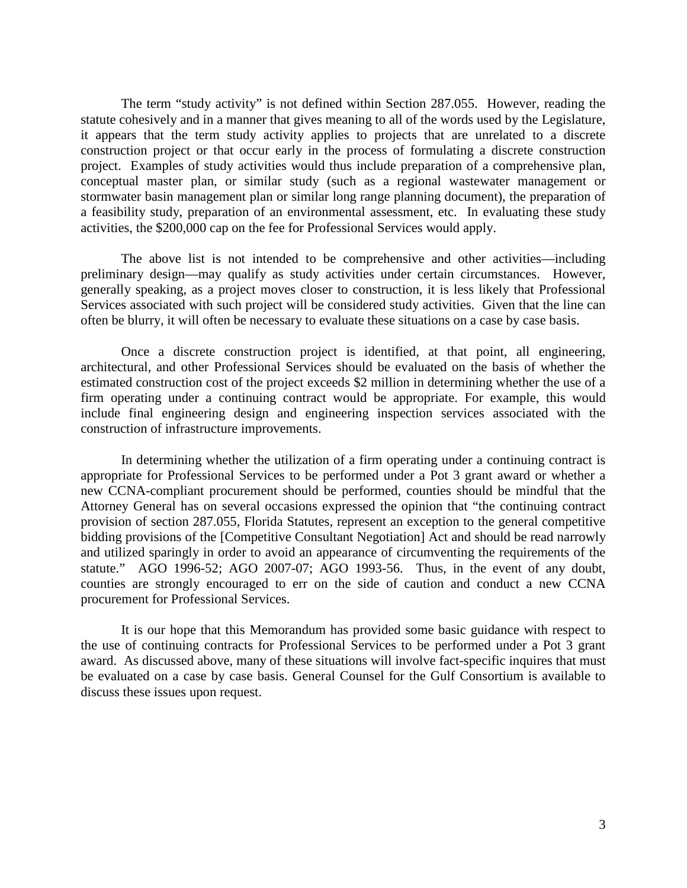The term "study activity" is not defined within Section 287.055. However, reading the statute cohesively and in a manner that gives meaning to all of the words used by the Legislature, it appears that the term study activity applies to projects that are unrelated to a discrete construction project or that occur early in the process of formulating a discrete construction project. Examples of study activities would thus include preparation of a comprehensive plan, conceptual master plan, or similar study (such as a regional wastewater management or stormwater basin management plan or similar long range planning document), the preparation of a feasibility study, preparation of an environmental assessment, etc. In evaluating these study activities, the $200,000 cap on the fee for Professional Services would apply.

The above list is not intended to be comprehensive and other activities—including preliminary design—may qualify as study activities under certain circumstances. However, generally speaking, as a project moves closer to construction, it is less likely that Professional Services associated with such project will be considered study activities. Given that the line can often be blurry, it will often be necessary to evaluate these situations on a case by case basis.

Once a discrete construction project is identified, at that point, all engineering, architectural, and other Professional Services should be evaluated on the basis of whether the estimated construction cost of the project exceeds $2 million in determining whether the use of a firm operating under a continuing contract would be appropriate. For example, this would include final engineering design and engineering inspection services associated with the construction of infrastructure improvements.

In determining whether the utilization of a firm operating under a continuing contract is appropriate for Professional Services to be performed under a Pot 3 grant award or whether a new CCNA-compliant procurement should be performed, counties should be mindful that the Attorney General has on several occasions expressed the opinion that "the continuing contract provision of section 287.055, Florida Statutes, represent an exception to the general competitive bidding provisions of the [Competitive Consultant Negotiation] Act and should be read narrowly and utilized sparingly in order to avoid an appearance of circumventing the requirements of the statute." AGO 1996-52; AGO 2007-07; AGO 1993-56. Thus, in the event of any doubt, counties are strongly encouraged to err on the side of caution and conduct a new CCNA procurement for Professional Services.

It is our hope that this Memorandum has provided some basic guidance with respect to the use of continuing contracts for Professional Services to be performed under a Pot 3 grant award. As discussed above, many of these situations will involve fact-specific inquires that must be evaluated on a case by case basis. General Counsel for the Gulf Consortium is available to discuss these issues upon request.